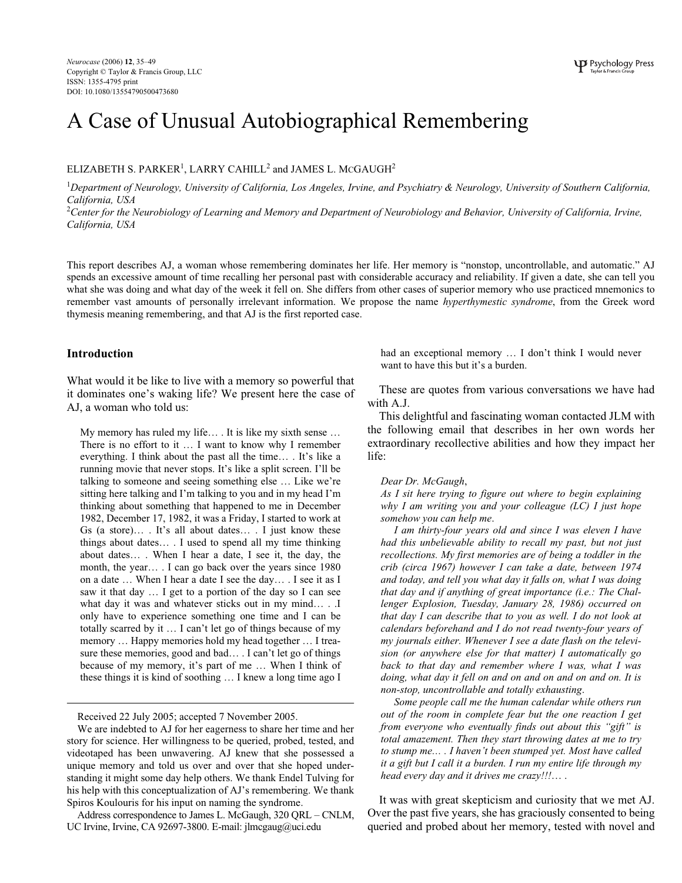Neurocase (2006) 12, 35–49
Copyright © Taylor & Francis Group, LLC
ISSN: 1355-4795 print
DOI: 10.1080/13554790500473680

# A Case of Unusual Autobiographical Remembering

ELIZABETH S. PARKER[1], LARRY CAHILL[2] and JAMES L. MCGAUGH[2]

[1]Department of Neurology, University of California, Los Angeles, Irvine, and Psychiatry & Neurology, University of Southern California, California, USA
[2]Center for the Neurobiology of Learning and Memory and Department of Neurobiology and Behavior, University of California, Irvine, California, USA

This report describes AJ, a woman whose remembering dominates her life. Her memory is "nonstop, uncontrollable, and automatic." AJ spends an excessive amount of time recalling her personal past with considerable accuracy and reliability. If given a date, she can tell you what she was doing and what day of the week it fell on. She differs from other cases of superior memory who use practiced mnemonics to remember vast amounts of personally irrelevant information. We propose the name *hyperthymestic syndrome*, from the Greek word thymesis meaning remembering, and that AJ is the first reported case.

## Introduction

What would it be like to live with a memory so powerful that it dominates one's waking life? We present here the case of AJ, a woman who told us:

> My memory has ruled my life… . It is like my sixth sense … There is no effort to it … I want to know why I remember everything. I think about the past all the time… . It's like a running movie that never stops. It's like a split screen. I'll be talking to someone and seeing something else … Like we're sitting here talking and I'm talking to you and in my head I'm thinking about something that happened to me in December 1982, December 17, 1982, it was a Friday, I started to work at Gs (a store)… . It's all about dates… . I just know these things about dates… . I used to spend all my time thinking about dates… . When I hear a date, I see it, the day, the month, the year… . I can go back over the years since 1980 on a date … When I hear a date I see the day… . I see it as I saw it that day … I get to a portion of the day so I can see what day it was and whatever sticks out in my mind… . .I only have to experience something one time and I can be totally scarred by it … I can't let go of things because of my memory … Happy memories hold my head together … I treasure these memories, good and bad… . I can't let go of things because of my memory, it's part of me … When I think of these things it is kind of soothing … I knew a long time ago I had an exceptional memory … I don't think I would never want to have this but it's a burden.

These are quotes from various conversations we have had with A.J.

This delightful and fascinating woman contacted JLM with the following email that describes in her own words her extraordinary recollective abilities and how they impact her life:

> *Dear Dr. McGaugh,*
> *As I sit here trying to figure out where to begin explaining why I am writing you and your colleague (LC) I just hope somehow you can help me.*
>
> *I am thirty-four years old and since I was eleven I have had this unbelievable ability to recall my past, but not just recollections. My first memories are of being a toddler in the crib (circa 1967) however I can take a date, between 1974 and today, and tell you what day it falls on, what I was doing that day and if anything of great importance (i.e.: The Challenger Explosion, Tuesday, January 28, 1986) occurred on that day I can describe that to you as well. I do not look at calendars beforehand and I do not read twenty-four years of my journals either. Whenever I see a date flash on the television (or anywhere else for that matter) I automatically go back to that day and remember where I was, what I was doing, what day it fell on and on and on and on and on. It is non-stop, uncontrollable and totally exhausting.*
>
> *Some people call me the human calendar while others run out of the room in complete fear but the one reaction I get from everyone who eventually finds out about this "gift" is total amazement. Then they start throwing dates at me to try to stump me… . I haven't been stumped yet. Most have called it a gift but I call it a burden. I run my entire life through my head every day and it drives me crazy!!!… .*

It was with great skepticism and curiosity that we met AJ. Over the past five years, she has graciously consented to being queried and probed about her memory, tested with novel and

---

Received 22 July 2005; accepted 7 November 2005.

We are indebted to AJ for her eagerness to share her time and her story for science. Her willingness to be queried, probed, tested, and videotaped has been unwavering. AJ knew that she possessed a unique memory and told us over and over that she hoped understanding it might some day help others. We thank Endel Tulving for his help with this conceptualization of AJ's remembering. We thank Spiros Koulouris for his input on naming the syndrome.

Address correspondence to James L. McGaugh, 320 QRL – CNLM, UC Irvine, Irvine, CA 92697-3800. E-mail: jlmcgaug@uci.edu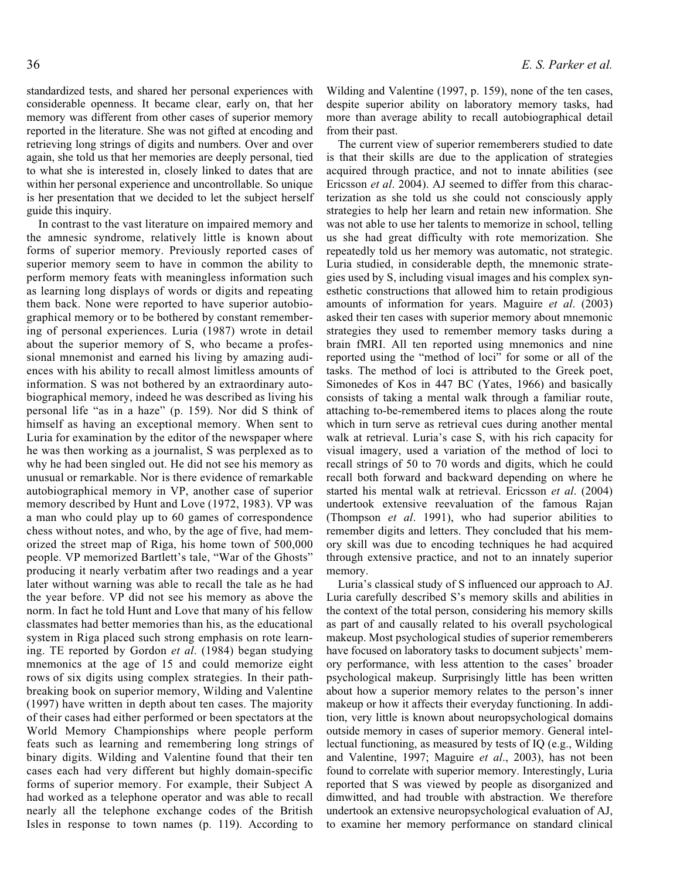standardized tests, and shared her personal experiences with considerable openness. It became clear, early on, that her memory was different from other cases of superior memory reported in the literature. She was not gifted at encoding and retrieving long strings of digits and numbers. Over and over again, she told us that her memories are deeply personal, tied to what she is interested in, closely linked to dates that are within her personal experience and uncontrollable. So unique is her presentation that we decided to let the subject herself guide this inquiry.

In contrast to the vast literature on impaired memory and the amnesic syndrome, relatively little is known about forms of superior memory. Previously reported cases of superior memory seem to have in common the ability to perform memory feats with meaningless information such as learning long displays of words or digits and repeating them back. None were reported to have superior autobiographical memory or to be bothered by constant remembering of personal experiences. Luria (1987) wrote in detail about the superior memory of S, who became a professional mnemonist and earned his living by amazing audiences with his ability to recall almost limitless amounts of information. S was not bothered by an extraordinary autobiographical memory, indeed he was described as living his personal life "as in a haze" (p. 159). Nor did S think of himself as having an exceptional memory. When sent to Luria for examination by the editor of the newspaper where he was then working as a journalist, S was perplexed as to why he had been singled out. He did not see his memory as unusual or remarkable. Nor is there evidence of remarkable autobiographical memory in VP, another case of superior memory described by Hunt and Love (1972, 1983). VP was a man who could play up to 60 games of correspondence chess without notes, and who, by the age of five, had memorized the street map of Riga, his home town of 500,000 people. VP memorized Bartlett's tale, "War of the Ghosts" producing it nearly verbatim after two readings and a year later without warning was able to recall the tale as he had the year before. VP did not see his memory as above the norm. In fact he told Hunt and Love that many of his fellow classmates had better memories than his, as the educational system in Riga placed such strong emphasis on rote learning. TE reported by Gordon *et al*. (1984) began studying mnemonics at the age of 15 and could memorize eight rows of six digits using complex strategies. In their pathbreaking book on superior memory, Wilding and Valentine (1997) have written in depth about ten cases. The majority of their cases had either performed or been spectators at the World Memory Championships where people perform feats such as learning and remembering long strings of binary digits. Wilding and Valentine found that their ten cases each had very different but highly domain-specific forms of superior memory. For example, their Subject A had worked as a telephone operator and was able to recall nearly all the telephone exchange codes of the British Isles in response to town names (p. 119). According to Wilding and Valentine (1997, p. 159), none of the ten cases, despite superior ability on laboratory memory tasks, had more than average ability to recall autobiographical detail from their past.

The current view of superior rememberers studied to date is that their skills are due to the application of strategies acquired through practice, and not to innate abilities (see Ericsson *et al*. 2004). AJ seemed to differ from this characterization as she told us she could not consciously apply strategies to help her learn and retain new information. She was not able to use her talents to memorize in school, telling us she had great difficulty with rote memorization. She repeatedly told us her memory was automatic, not strategic. Luria studied, in considerable depth, the mnemonic strategies used by S, including visual images and his complex synesthetic constructions that allowed him to retain prodigious amounts of information for years. Maguire *et al*. (2003) asked their ten cases with superior memory about mnemonic strategies they used to remember memory tasks during a brain fMRI. All ten reported using mnemonics and nine reported using the "method of loci" for some or all of the tasks. The method of loci is attributed to the Greek poet, Simonedes of Kos in 447 BC (Yates, 1966) and basically consists of taking a mental walk through a familiar route, attaching to-be-remembered items to places along the route which in turn serve as retrieval cues during another mental walk at retrieval. Luria's case S, with his rich capacity for visual imagery, used a variation of the method of loci to recall strings of 50 to 70 words and digits, which he could recall both forward and backward depending on where he started his mental walk at retrieval. Ericsson *et al*. (2004) undertook extensive reevaluation of the famous Rajan (Thompson *et al*. 1991), who had superior abilities to remember digits and letters. They concluded that his memory skill was due to encoding techniques he had acquired through extensive practice, and not to an innately superior memory.

Luria's classical study of S influenced our approach to AJ. Luria carefully described S's memory skills and abilities in the context of the total person, considering his memory skills as part of and causally related to his overall psychological makeup. Most psychological studies of superior rememberers have focused on laboratory tasks to document subjects' memory performance, with less attention to the cases' broader psychological makeup. Surprisingly little has been written about how a superior memory relates to the person's inner makeup or how it affects their everyday functioning. In addition, very little is known about neuropsychological domains outside memory in cases of superior memory. General intellectual functioning, as measured by tests of IQ (e.g., Wilding and Valentine, 1997; Maguire *et al*., 2003), has not been found to correlate with superior memory. Interestingly, Luria reported that S was viewed by people as disorganized and dimwitted, and had trouble with abstraction. We therefore undertook an extensive neuropsychological evaluation of AJ, to examine her memory performance on standard clinical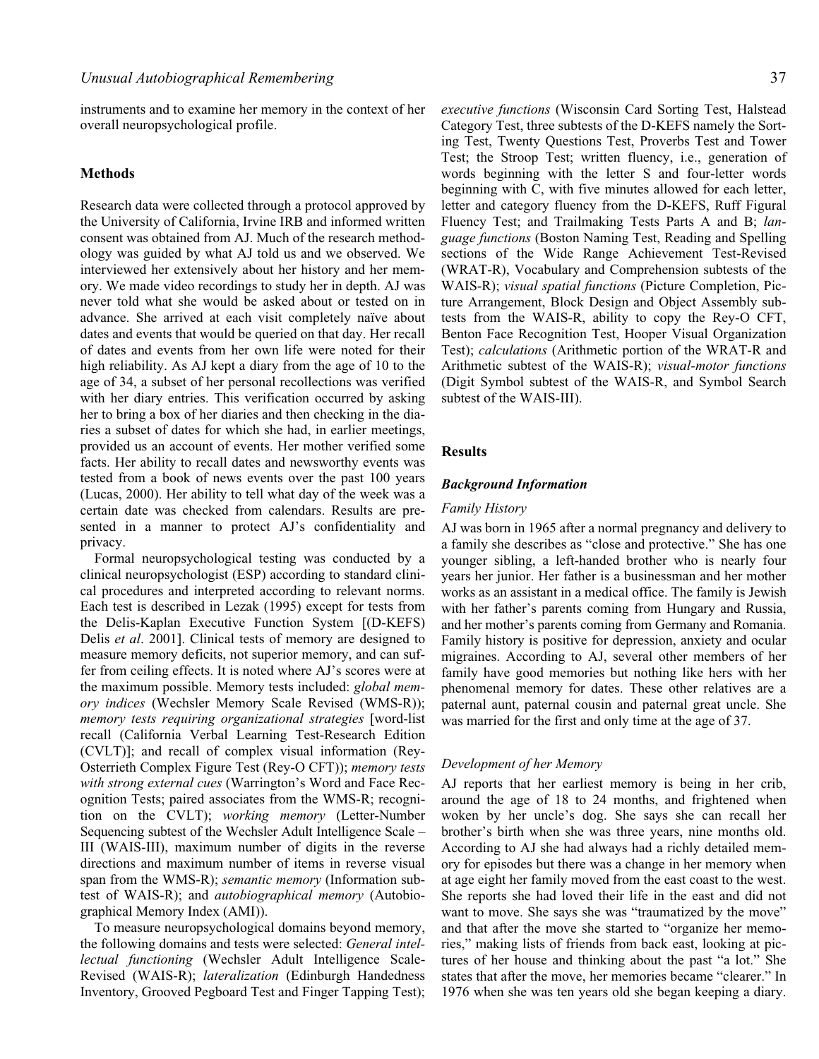instruments and to examine her memory in the context of her overall neuropsychological profile.

## Methods

Research data were collected through a protocol approved by the University of California, Irvine IRB and informed written consent was obtained from AJ. Much of the research methodology was guided by what AJ told us and we observed. We interviewed her extensively about her history and her memory. We made video recordings to study her in depth. AJ was never told what she would be asked about or tested on in advance. She arrived at each visit completely naïve about dates and events that would be queried on that day. Her recall of dates and events from her own life were noted for their high reliability. As AJ kept a diary from the age of 10 to the age of 34, a subset of her personal recollections was verified with her diary entries. This verification occurred by asking her to bring a box of her diaries and then checking in the diaries a subset of dates for which she had, in earlier meetings, provided us an account of events. Her mother verified some facts. Her ability to recall dates and newsworthy events was tested from a book of news events over the past 100 years (Lucas, 2000). Her ability to tell what day of the week was a certain date was checked from calendars. Results are presented in a manner to protect AJ's confidentiality and privacy.

Formal neuropsychological testing was conducted by a clinical neuropsychologist (ESP) according to standard clinical procedures and interpreted according to relevant norms. Each test is described in Lezak (1995) except for tests from the Delis-Kaplan Executive Function System [(D-KEFS) Delis *et al*. 2001]. Clinical tests of memory are designed to measure memory deficits, not superior memory, and can suffer from ceiling effects. It is noted where AJ's scores were at the maximum possible. Memory tests included: *global memory indices* (Wechsler Memory Scale Revised (WMS-R)); *memory tests requiring organizational strategies* [word-list recall (California Verbal Learning Test-Research Edition (CVLT)]; and recall of complex visual information (Rey-Osterrieth Complex Figure Test (Rey-O CFT)); *memory tests with strong external cues* (Warrington's Word and Face Recognition Tests; paired associates from the WMS-R; recognition on the CVLT); *working memory* (Letter-Number Sequencing subtest of the Wechsler Adult Intelligence Scale – III (WAIS-III), maximum number of digits in the reverse directions and maximum number of items in reverse visual span from the WMS-R); *semantic memory* (Information subtest of WAIS-R); and *autobiographical memory* (Autobiographical Memory Index (AMI)).

To measure neuropsychological domains beyond memory, the following domains and tests were selected: *General intellectual functioning* (Wechsler Adult Intelligence Scale-Revised (WAIS-R); *lateralization* (Edinburgh Handedness Inventory, Grooved Pegboard Test and Finger Tapping Test); *executive functions* (Wisconsin Card Sorting Test, Halstead Category Test, three subtests of the D-KEFS namely the Sorting Test, Twenty Questions Test, Proverbs Test and Tower Test; the Stroop Test; written fluency, i.e., generation of words beginning with the letter S and four-letter words beginning with C, with five minutes allowed for each letter, letter and category fluency from the D-KEFS, Ruff Figural Fluency Test; and Trailmaking Tests Parts A and B; *language functions* (Boston Naming Test, Reading and Spelling sections of the Wide Range Achievement Test-Revised (WRAT-R), Vocabulary and Comprehension subtests of the WAIS-R); *visual spatial functions* (Picture Completion, Picture Arrangement, Block Design and Object Assembly subtests from the WAIS-R, ability to copy the Rey-O CFT, Benton Face Recognition Test, Hooper Visual Organization Test); *calculations* (Arithmetic portion of the WRAT-R and Arithmetic subtest of the WAIS-R); *visual-motor functions* (Digit Symbol subtest of the WAIS-R, and Symbol Search subtest of the WAIS-III).

## Results

### *Background Information*

#### *Family History*

AJ was born in 1965 after a normal pregnancy and delivery to a family she describes as "close and protective." She has one younger sibling, a left-handed brother who is nearly four years her junior. Her father is a businessman and her mother works as an assistant in a medical office. The family is Jewish with her father's parents coming from Hungary and Russia, and her mother's parents coming from Germany and Romania. Family history is positive for depression, anxiety and ocular migraines. According to AJ, several other members of her family have good memories but nothing like hers with her phenomenal memory for dates. These other relatives are a paternal aunt, paternal cousin and paternal great uncle. She was married for the first and only time at the age of 37.

#### *Development of her Memory*

AJ reports that her earliest memory is being in her crib, around the age of 18 to 24 months, and frightened when woken by her uncle's dog. She says she can recall her brother's birth when she was three years, nine months old. According to AJ she had always had a richly detailed memory for episodes but there was a change in her memory when at age eight her family moved from the east coast to the west. She reports she had loved their life in the east and did not want to move. She says she was "traumatized by the move" and that after the move she started to "organize her memories," making lists of friends from back east, looking at pictures of her house and thinking about the past "a lot." She states that after the move, her memories became "clearer." In 1976 when she was ten years old she began keeping a diary.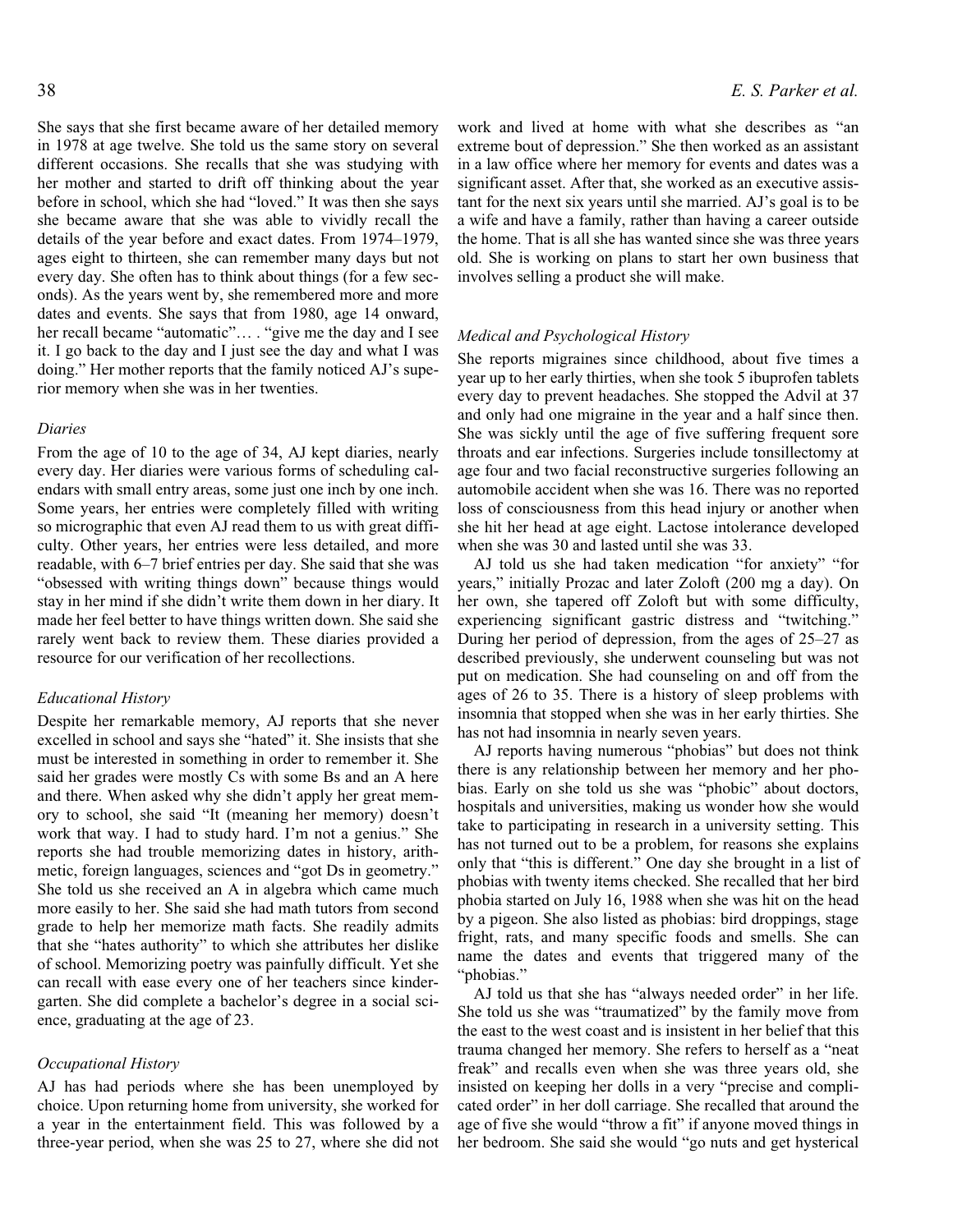She says that she first became aware of her detailed memory in 1978 at age twelve. She told us the same story on several different occasions. She recalls that she was studying with her mother and started to drift off thinking about the year before in school, which she had "loved." It was then she says she became aware that she was able to vividly recall the details of the year before and exact dates. From 1974–1979, ages eight to thirteen, she can remember many days but not every day. She often has to think about things (for a few seconds). As the years went by, she remembered more and more dates and events. She says that from 1980, age 14 onward, her recall became "automatic"… . "give me the day and I see it. I go back to the day and I just see the day and what I was doing." Her mother reports that the family noticed AJ's superior memory when she was in her twenties.

### *Diaries*

From the age of 10 to the age of 34, AJ kept diaries, nearly every day. Her diaries were various forms of scheduling calendars with small entry areas, some just one inch by one inch. Some years, her entries were completely filled with writing so micrographic that even AJ read them to us with great difficulty. Other years, her entries were less detailed, and more readable, with 6–7 brief entries per day. She said that she was "obsessed with writing things down" because things would stay in her mind if she didn't write them down in her diary. It made her feel better to have things written down. She said she rarely went back to review them. These diaries provided a resource for our verification of her recollections.

### *Educational History*

Despite her remarkable memory, AJ reports that she never excelled in school and says she "hated" it. She insists that she must be interested in something in order to remember it. She said her grades were mostly Cs with some Bs and an A here and there. When asked why she didn't apply her great memory to school, she said "It (meaning her memory) doesn't work that way. I had to study hard. I'm not a genius." She reports she had trouble memorizing dates in history, arithmetic, foreign languages, sciences and "got Ds in geometry." She told us she received an A in algebra which came much more easily to her. She said she had math tutors from second grade to help her memorize math facts. She readily admits that she "hates authority" to which she attributes her dislike of school. Memorizing poetry was painfully difficult. Yet she can recall with ease every one of her teachers since kindergarten. She did complete a bachelor's degree in a social science, graduating at the age of 23.

### *Occupational History*

AJ has had periods where she has been unemployed by choice. Upon returning home from university, she worked for a year in the entertainment field. This was followed by a three-year period, when she was 25 to 27, where she did not work and lived at home with what she describes as "an extreme bout of depression." She then worked as an assistant in a law office where her memory for events and dates was a significant asset. After that, she worked as an executive assistant for the next six years until she married. AJ's goal is to be a wife and have a family, rather than having a career outside the home. That is all she has wanted since she was three years old. She is working on plans to start her own business that involves selling a product she will make.

### *Medical and Psychological History*

She reports migraines since childhood, about five times a year up to her early thirties, when she took 5 ibuprofen tablets every day to prevent headaches. She stopped the Advil at 37 and only had one migraine in the year and a half since then. She was sickly until the age of five suffering frequent sore throats and ear infections. Surgeries include tonsillectomy at age four and two facial reconstructive surgeries following an automobile accident when she was 16. There was no reported loss of consciousness from this head injury or another when she hit her head at age eight. Lactose intolerance developed when she was 30 and lasted until she was 33.

AJ told us she had taken medication "for anxiety" "for years," initially Prozac and later Zoloft (200 mg a day). On her own, she tapered off Zoloft but with some difficulty, experiencing significant gastric distress and "twitching." During her period of depression, from the ages of 25–27 as described previously, she underwent counseling but was not put on medication. She had counseling on and off from the ages of 26 to 35. There is a history of sleep problems with insomnia that stopped when she was in her early thirties. She has not had insomnia in nearly seven years.

AJ reports having numerous "phobias" but does not think there is any relationship between her memory and her phobias. Early on she told us she was "phobic" about doctors, hospitals and universities, making us wonder how she would take to participating in research in a university setting. This has not turned out to be a problem, for reasons she explains only that "this is different." One day she brought in a list of phobias with twenty items checked. She recalled that her bird phobia started on July 16, 1988 when she was hit on the head by a pigeon. She also listed as phobias: bird droppings, stage fright, rats, and many specific foods and smells. She can name the dates and events that triggered many of the "phobias."

AJ told us that she has "always needed order" in her life. She told us she was "traumatized" by the family move from the east to the west coast and is insistent in her belief that this trauma changed her memory. She refers to herself as a "neat freak" and recalls even when she was three years old, she insisted on keeping her dolls in a very "precise and complicated order" in her doll carriage. She recalled that around the age of five she would "throw a fit" if anyone moved things in her bedroom. She said she would "go nuts and get hysterical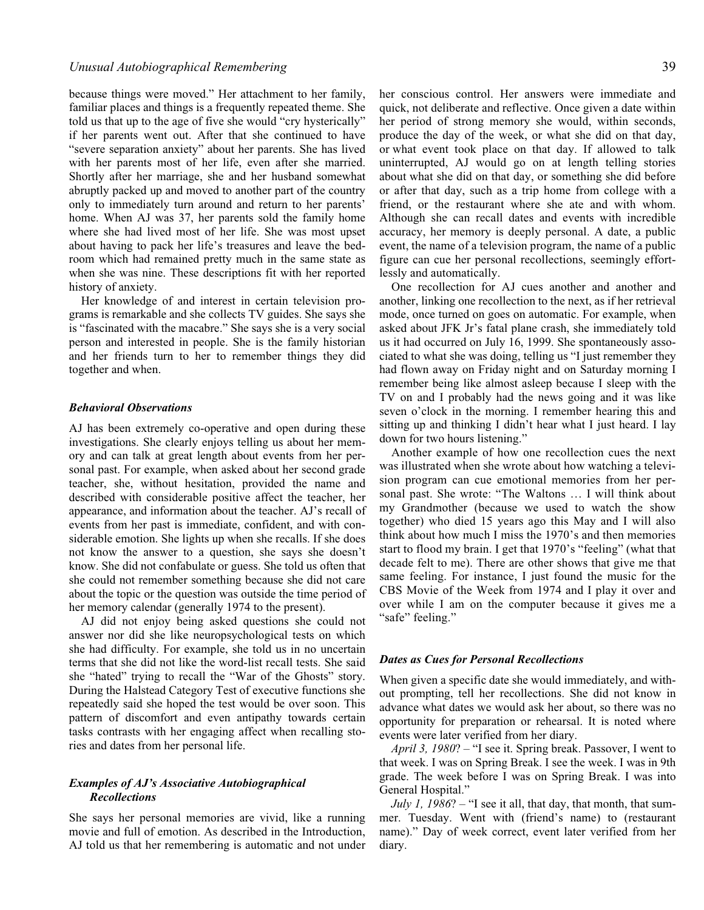because things were moved." Her attachment to her family, familiar places and things is a frequently repeated theme. She told us that up to the age of five she would "cry hysterically" if her parents went out. After that she continued to have "severe separation anxiety" about her parents. She has lived with her parents most of her life, even after she married. Shortly after her marriage, she and her husband somewhat abruptly packed up and moved to another part of the country only to immediately turn around and return to her parents' home. When AJ was 37, her parents sold the family home where she had lived most of her life. She was most upset about having to pack her life's treasures and leave the bedroom which had remained pretty much in the same state as when she was nine. These descriptions fit with her reported history of anxiety.

Her knowledge of and interest in certain television programs is remarkable and she collects TV guides. She says she is "fascinated with the macabre." She says she is a very social person and interested in people. She is the family historian and her friends turn to her to remember things they did together and when.

### *Behavioral Observations*

AJ has been extremely co-operative and open during these investigations. She clearly enjoys telling us about her memory and can talk at great length about events from her personal past. For example, when asked about her second grade teacher, she, without hesitation, provided the name and described with considerable positive affect the teacher, her appearance, and information about the teacher. AJ's recall of events from her past is immediate, confident, and with considerable emotion. She lights up when she recalls. If she does not know the answer to a question, she says she doesn't know. She did not confabulate or guess. She told us often that she could not remember something because she did not care about the topic or the question was outside the time period of her memory calendar (generally 1974 to the present).

AJ did not enjoy being asked questions she could not answer nor did she like neuropsychological tests on which she had difficulty. For example, she told us in no uncertain terms that she did not like the word-list recall tests. She said she "hated" trying to recall the "War of the Ghosts" story. During the Halstead Category Test of executive functions she repeatedly said she hoped the test would be over soon. This pattern of discomfort and even antipathy towards certain tasks contrasts with her engaging affect when recalling stories and dates from her personal life.

### *Examples of AJ's Associative Autobiographical Recollections*

She says her personal memories are vivid, like a running movie and full of emotion. As described in the Introduction, AJ told us that her remembering is automatic and not under her conscious control. Her answers were immediate and quick, not deliberate and reflective. Once given a date within her period of strong memory she would, within seconds, produce the day of the week, or what she did on that day, or what event took place on that day. If allowed to talk uninterrupted, AJ would go on at length telling stories about what she did on that day, or something she did before or after that day, such as a trip home from college with a friend, or the restaurant where she ate and with whom. Although she can recall dates and events with incredible accuracy, her memory is deeply personal. A date, a public event, the name of a television program, the name of a public figure can cue her personal recollections, seemingly effortlessly and automatically.

One recollection for AJ cues another and another and another, linking one recollection to the next, as if her retrieval mode, once turned on goes on automatic. For example, when asked about JFK Jr's fatal plane crash, she immediately told us it had occurred on July 16, 1999. She spontaneously associated to what she was doing, telling us "I just remember they had flown away on Friday night and on Saturday morning I remember being like almost asleep because I sleep with the TV on and I probably had the news going and it was like seven o'clock in the morning. I remember hearing this and sitting up and thinking I didn't hear what I just heard. I lay down for two hours listening."

Another example of how one recollection cues the next was illustrated when she wrote about how watching a television program can cue emotional memories from her personal past. She wrote: "The Waltons … I will think about my Grandmother (because we used to watch the show together) who died 15 years ago this May and I will also think about how much I miss the 1970's and then memories start to flood my brain. I get that 1970's "feeling" (what that decade felt to me). There are other shows that give me that same feeling. For instance, I just found the music for the CBS Movie of the Week from 1974 and I play it over and over while I am on the computer because it gives me a "safe" feeling."

### *Dates as Cues for Personal Recollections*

When given a specific date she would immediately, and without prompting, tell her recollections. She did not know in advance what dates we would ask her about, so there was no opportunity for preparation or rehearsal. It is noted where events were later verified from her diary.

*April 3, 1980*? – "I see it. Spring break. Passover, I went to that week. I was on Spring Break. I see the week. I was in 9th grade. The week before I was on Spring Break. I was into General Hospital."

*July 1, 1986*? – "I see it all, that day, that month, that summer. Tuesday. Went with (friend's name) to (restaurant name)." Day of week correct, event later verified from her diary.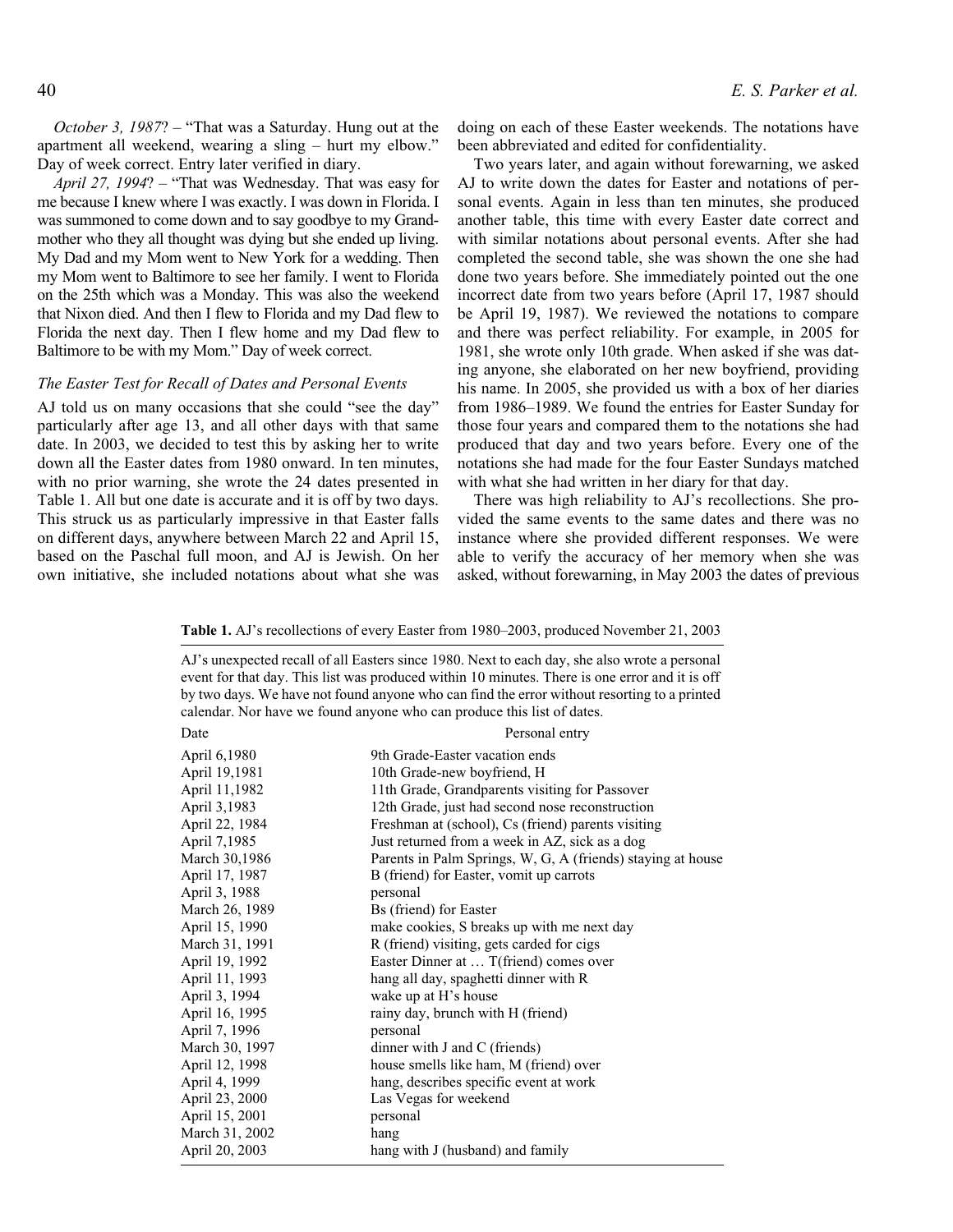*October 3, 1987*? – "That was a Saturday. Hung out at the apartment all weekend, wearing a sling – hurt my elbow." Day of week correct. Entry later verified in diary.

*April 27, 1994*? – "That was Wednesday. That was easy for me because I knew where I was exactly. I was down in Florida. I was summoned to come down and to say goodbye to my Grandmother who they all thought was dying but she ended up living. My Dad and my Mom went to New York for a wedding. Then my Mom went to Baltimore to see her family. I went to Florida on the 25th which was a Monday. This was also the weekend that Nixon died. And then I flew to Florida and my Dad flew to Florida the next day. Then I flew home and my Dad flew to Baltimore to be with my Mom." Day of week correct.

### *The Easter Test for Recall of Dates and Personal Events*

AJ told us on many occasions that she could "see the day" particularly after age 13, and all other days with that same date. In 2003, we decided to test this by asking her to write down all the Easter dates from 1980 onward. In ten minutes, with no prior warning, she wrote the 24 dates presented in Table 1. All but one date is accurate and it is off by two days. This struck us as particularly impressive in that Easter falls on different days, anywhere between March 22 and April 15, based on the Paschal full moon, and AJ is Jewish. On her own initiative, she included notations about what she was doing on each of these Easter weekends. The notations have been abbreviated and edited for confidentiality.

Two years later, and again without forewarning, we asked AJ to write down the dates for Easter and notations of personal events. Again in less than ten minutes, she produced another table, this time with every Easter date correct and with similar notations about personal events. After she had completed the second table, she was shown the one she had done two years before. She immediately pointed out the one incorrect date from two years before (April 17, 1987 should be April 19, 1987). We reviewed the notations to compare and there was perfect reliability. For example, in 2005 for 1981, she wrote only 10th grade. When asked if she was dating anyone, she elaborated on her new boyfriend, providing his name. In 2005, she provided us with a box of her diaries from 1986–1989. We found the entries for Easter Sunday for those four years and compared them to the notations she had produced that day and two years before. Every one of the notations she had made for the four Easter Sundays matched with what she had written in her diary for that day.

There was high reliability to AJ's recollections. She provided the same events to the same dates and there was no instance where she provided different responses. We were able to verify the accuracy of her memory when she was asked, without forewarning, in May 2003 the dates of previous

**Table 1.** AJ's recollections of every Easter from 1980–2003, produced November 21, 2003

AJ's unexpected recall of all Easters since 1980. Next to each day, she also wrote a personal event for that day. This list was produced within 10 minutes. There is one error and it is off by two days. We have not found anyone who can find the error without resorting to a printed calendar. Nor have we found anyone who can produce this list of dates.

| Date | Personal entry |
|---|---|
| April 6,1980 | 9th Grade-Easter vacation ends |
| April 19,1981 | 10th Grade-new boyfriend, H |
| April 11,1982 | 11th Grade, Grandparents visiting for Passover |
| April 3,1983 | 12th Grade, just had second nose reconstruction |
| April 22, 1984 | Freshman at (school), Cs (friend) parents visiting |
| April 7,1985 | Just returned from a week in AZ, sick as a dog |
| March 30,1986 | Parents in Palm Springs, W, G, A (friends) staying at house |
| April 17, 1987 | B (friend) for Easter, vomit up carrots |
| April 3, 1988 | personal |
| March 26, 1989 | Bs (friend) for Easter |
| April 15, 1990 | make cookies, S breaks up with me next day |
| March 31, 1991 | R (friend) visiting, gets carded for cigs |
| April 19, 1992 | Easter Dinner at … T(friend) comes over |
| April 11, 1993 | hang all day, spaghetti dinner with R |
| April 3, 1994 | wake up at H's house |
| April 16, 1995 | rainy day, brunch with H (friend) |
| April 7, 1996 | personal |
| March 30, 1997 | dinner with J and C (friends) |
| April 12, 1998 | house smells like ham, M (friend) over |
| April 4, 1999 | hang, describes specific event at work |
| April 23, 2000 | Las Vegas for weekend |
| April 15, 2001 | personal |
| March 31, 2002 | hang |
| April 20, 2003 | hang with J (husband) and family |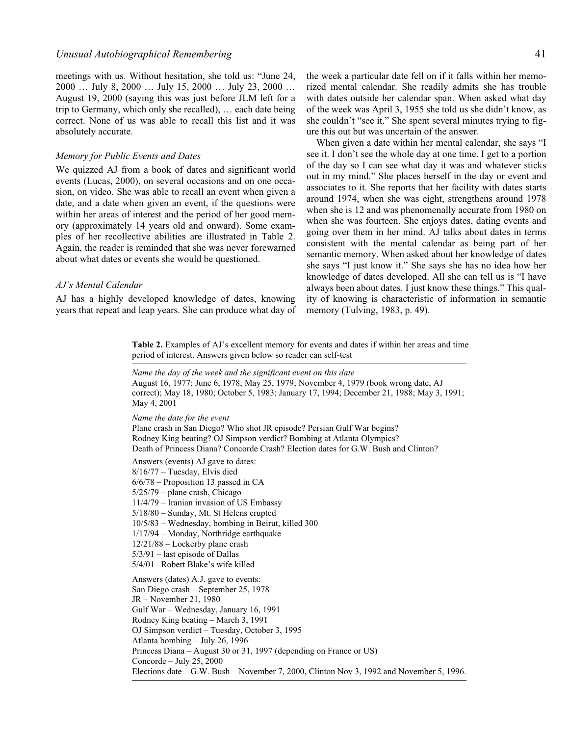meetings with us. Without hesitation, she told us: "June 24, 2000 … July 8, 2000 … July 15, 2000 … July 23, 2000 … August 19, 2000 (saying this was just before JLM left for a trip to Germany, which only she recalled), … each date being correct. None of us was able to recall this list and it was absolutely accurate.

### *Memory for Public Events and Dates*

We quizzed AJ from a book of dates and significant world events (Lucas, 2000), on several occasions and on one occasion, on video. She was able to recall an event when given a date, and a date when given an event, if the questions were within her areas of interest and the period of her good memory (approximately 14 years old and onward). Some examples of her recollective abilities are illustrated in Table 2. Again, the reader is reminded that she was never forewarned about what dates or events she would be questioned.

### *AJ's Mental Calendar*

AJ has a highly developed knowledge of dates, knowing years that repeat and leap years. She can produce what day of the week a particular date fell on if it falls within her memorized mental calendar. She readily admits she has trouble with dates outside her calendar span. When asked what day of the week was April 3, 1955 she told us she didn't know, as she couldn't "see it." She spent several minutes trying to figure this out but was uncertain of the answer.

When given a date within her mental calendar, she says "I see it. I don't see the whole day at one time. I get to a portion of the day so I can see what day it was and whatever sticks out in my mind." She places herself in the day or event and associates to it. She reports that her facility with dates starts around 1974, when she was eight, strengthens around 1978 when she is 12 and was phenomenally accurate from 1980 on when she was fourteen. She enjoys dates, dating events and going over them in her mind. AJ talks about dates in terms consistent with the mental calendar as being part of her semantic memory. When asked about her knowledge of dates she says "I just know it." She says she has no idea how her knowledge of dates developed. All she can tell us is "I have always been about dates. I just know these things." This quality of knowing is characteristic of information in semantic memory (Tulving, 1983, p. 49).

**Table 2.** Examples of AJ's excellent memory for events and dates if within her areas and time period of interest. Answers given below so reader can self-test

*Name the day of the week and the significant event on this date*
August 16, 1977; June 6, 1978; May 25, 1979; November 4, 1979 (book wrong date, AJ correct); May 18, 1980; October 5, 1983; January 17, 1994; December 21, 1988; May 3, 1991; May 4, 2001

*Name the date for the event*
Plane crash in San Diego? Who shot JR episode? Persian Gulf War begins? Rodney King beating? OJ Simpson verdict? Bombing at Atlanta Olympics? Death of Princess Diana? Concorde Crash? Election dates for G.W. Bush and Clinton?

Answers (events) AJ gave to dates:
8/16/77 – Tuesday, Elvis died
6/6/78 – Proposition 13 passed in CA
5/25/79 – plane crash, Chicago
11/4/79 – Iranian invasion of US Embassy
5/18/80 – Sunday, Mt. St Helens erupted
10/5/83 – Wednesday, bombing in Beirut, killed 300
1/17/94 – Monday, Northridge earthquake
12/21/88 – Lockerby plane crash
5/3/91 – last episode of Dallas
5/4/01– Robert Blake's wife killed

Answers (dates) A.J. gave to events:
San Diego crash – September 25, 1978
JR – November 21, 1980
Gulf War – Wednesday, January 16, 1991
Rodney King beating – March 3, 1991
OJ Simpson verdict – Tuesday, October 3, 1995
Atlanta bombing – July 26, 1996
Princess Diana – August 30 or 31, 1997 (depending on France or US)
Concorde – July 25, 2000
Elections date – G.W. Bush – November 7, 2000, Clinton Nov 3, 1992 and November 5, 1996.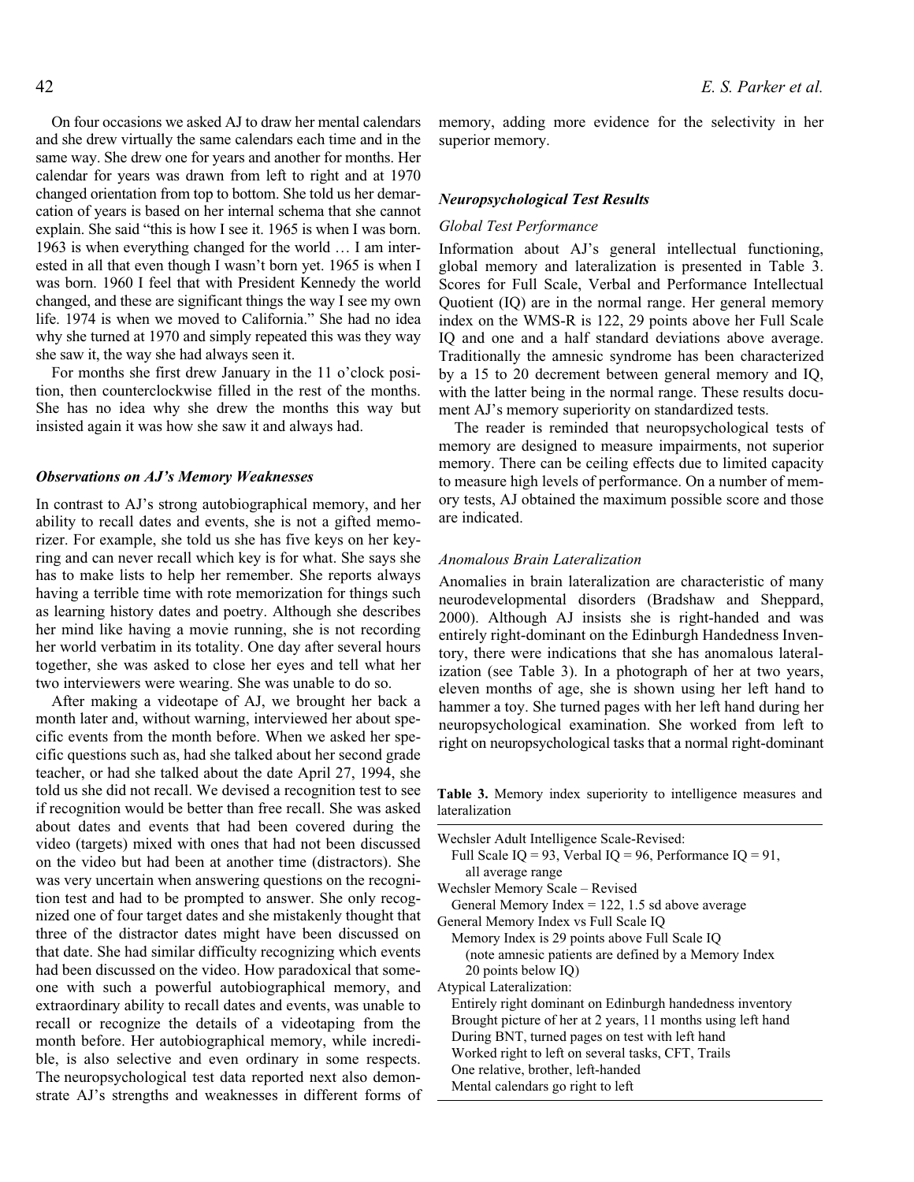On four occasions we asked AJ to draw her mental calendars and she drew virtually the same calendars each time and in the same way. She drew one for years and another for months. Her calendar for years was drawn from left to right and at 1970 changed orientation from top to bottom. She told us her demarcation of years is based on her internal schema that she cannot explain. She said "this is how I see it. 1965 is when I was born. 1963 is when everything changed for the world … I am interested in all that even though I wasn't born yet. 1965 is when I was born. 1960 I feel that with President Kennedy the world changed, and these are significant things the way I see my own life. 1974 is when we moved to California." She had no idea why she turned at 1970 and simply repeated this was they way she saw it, the way she had always seen it.

For months she first drew January in the 11 o'clock position, then counterclockwise filled in the rest of the months. She has no idea why she drew the months this way but insisted again it was how she saw it and always had.

### *Observations on AJ's Memory Weaknesses*

In contrast to AJ's strong autobiographical memory, and her ability to recall dates and events, she is not a gifted memorizer. For example, she told us she has five keys on her keyring and can never recall which key is for what. She says she has to make lists to help her remember. She reports always having a terrible time with rote memorization for things such as learning history dates and poetry. Although she describes her mind like having a movie running, she is not recording her world verbatim in its totality. One day after several hours together, she was asked to close her eyes and tell what her two interviewers were wearing. She was unable to do so.

After making a videotape of AJ, we brought her back a month later and, without warning, interviewed her about specific events from the month before. When we asked her specific questions such as, had she talked about her second grade teacher, or had she talked about the date April 27, 1994, she told us she did not recall. We devised a recognition test to see if recognition would be better than free recall. She was asked about dates and events that had been covered during the video (targets) mixed with ones that had not been discussed on the video but had been at another time (distractors). She was very uncertain when answering questions on the recognition test and had to be prompted to answer. She only recognized one of four target dates and she mistakenly thought that three of the distractor dates might have been discussed on that date. She had similar difficulty recognizing which events had been discussed on the video. How paradoxical that someone with such a powerful autobiographical memory, and extraordinary ability to recall dates and events, was unable to recall or recognize the details of a videotaping from the month before. Her autobiographical memory, while incredible, is also selective and even ordinary in some respects. The neuropsychological test data reported next also demonstrate AJ's strengths and weaknesses in different forms of memory, adding more evidence for the selectivity in her superior memory.

### *Neuropsychological Test Results*

#### *Global Test Performance*

Information about AJ's general intellectual functioning, global memory and lateralization is presented in Table 3. Scores for Full Scale, Verbal and Performance Intellectual Quotient (IQ) are in the normal range. Her general memory index on the WMS-R is 122, 29 points above her Full Scale IQ and one and a half standard deviations above average. Traditionally the amnesic syndrome has been characterized by a 15 to 20 decrement between general memory and IQ, with the latter being in the normal range. These results document AJ's memory superiority on standardized tests.

The reader is reminded that neuropsychological tests of memory are designed to measure impairments, not superior memory. There can be ceiling effects due to limited capacity to measure high levels of performance. On a number of memory tests, AJ obtained the maximum possible score and those are indicated.

#### *Anomalous Brain Lateralization*

Anomalies in brain lateralization are characteristic of many neurodevelopmental disorders (Bradshaw and Sheppard, 2000). Although AJ insists she is right-handed and was entirely right-dominant on the Edinburgh Handedness Inventory, there were indications that she has anomalous lateralization (see Table 3). In a photograph of her at two years, eleven months of age, she is shown using her left hand to hammer a toy. She turned pages with her left hand during her neuropsychological examination. She worked from left to right on neuropsychological tasks that a normal right-dominant

**Table 3.** Memory index superiority to intelligence measures and lateralization

| |
|---|
| Wechsler Adult Intelligence Scale-Revised: |
| Full Scale IQ = 93, Verbal IQ = 96, Performance IQ = 91, all average range |
| Wechsler Memory Scale – Revised |
| General Memory Index = 122, 1.5 sd above average |
| General Memory Index vs Full Scale IQ |
| Memory Index is 29 points above Full Scale IQ (note amnesic patients are defined by a Memory Index 20 points below IQ) |
| Atypical Lateralization: |
| Entirely right dominant on Edinburgh handedness inventory |
| Brought picture of her at 2 years, 11 months using left hand |
| During BNT, turned pages on test with left hand |
| Worked right to left on several tasks, CFT, Trails |
| One relative, brother, left-handed |
| Mental calendars go right to left |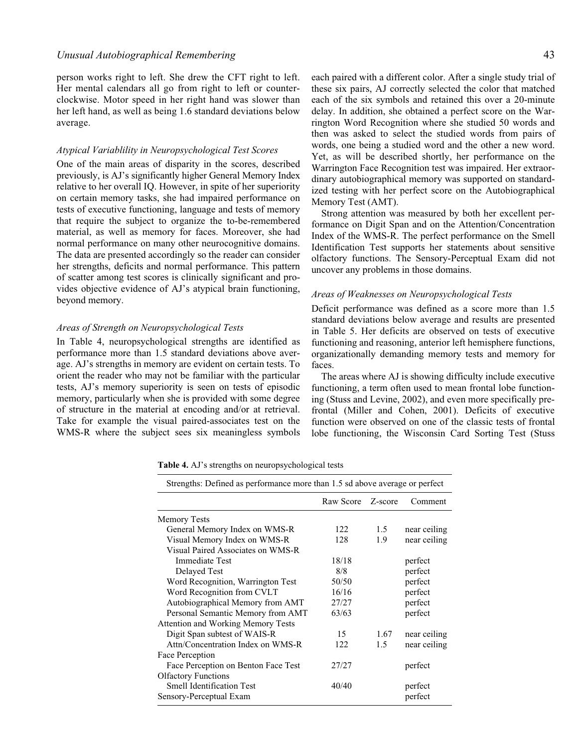person works right to left. She drew the CFT right to left. Her mental calendars all go from right to left or counter-clockwise. Motor speed in her right hand was slower than her left hand, as well as being 1.6 standard deviations below average.

### *Atypical Variablility in Neuropsychological Test Scores*

One of the main areas of disparity in the scores, described previously, is AJ's significantly higher General Memory Index relative to her overall IQ. However, in spite of her superiority on certain memory tasks, she had impaired performance on tests of executive functioning, language and tests of memory that require the subject to organize the to-be-remembered material, as well as memory for faces. Moreover, she had normal performance on many other neurocognitive domains. The data are presented accordingly so the reader can consider her strengths, deficits and normal performance. This pattern of scatter among test scores is clinically significant and provides objective evidence of AJ's atypical brain functioning, beyond memory.

### *Areas of Strength on Neuropsychological Tests*

In Table 4, neuropsychological strengths are identified as performance more than 1.5 standard deviations above average. AJ's strengths in memory are evident on certain tests. To orient the reader who may not be familiar with the particular tests, AJ's memory superiority is seen on tests of episodic memory, particularly when she is provided with some degree of structure in the material at encoding and/or at retrieval. Take for example the visual paired-associates test on the WMS-R where the subject sees six meaningless symbols each paired with a different color. After a single study trial of these six pairs, AJ correctly selected the color that matched each of the six symbols and retained this over a 20-minute delay. In addition, she obtained a perfect score on the Warrington Word Recognition where she studied 50 words and then was asked to select the studied words from pairs of words, one being a studied word and the other a new word. Yet, as will be described shortly, her performance on the Warrington Face Recognition test was impaired. Her extraordinary autobiographical memory was supported on standardized testing with her perfect score on the Autobiographical Memory Test (AMT).

Strong attention was measured by both her excellent performance on Digit Span and on the Attention/Concentration Index of the WMS-R. The perfect performance on the Smell Identification Test supports her statements about sensitive olfactory functions. The Sensory-Perceptual Exam did not uncover any problems in those domains.

### *Areas of Weaknesses on Neuropsychological Tests*

Deficit performance was defined as a score more than 1.5 standard deviations below average and results are presented in Table 5. Her deficits are observed on tests of executive functioning and reasoning, anterior left hemisphere functions, organizationally demanding memory tests and memory for faces.

The areas where AJ is showing difficulty include executive functioning, a term often used to mean frontal lobe functioning (Stuss and Levine, 2002), and even more specifically prefrontal (Miller and Cohen, 2001). Deficits of executive function were observed on one of the classic tests of frontal lobe functioning, the Wisconsin Card Sorting Test (Stuss

**Table 4.** AJ's strengths on neuropsychological tests

| Strengths: Defined as performance more than 1.5 sd above average or perfect | | | |
|---|---|---|---|
| | Raw Score | Z-score | Comment |
| Memory Tests | | | |
| General Memory Index on WMS-R | 122 | 1.5 | near ceiling |
| Visual Memory Index on WMS-R | 128 | 1.9 | near ceiling |
| Visual Paired Associates on WMS-R | | | |
| Immediate Test | 18/18 | | perfect |
| Delayed Test | 8/8 | | perfect |
| Word Recognition, Warrington Test | 50/50 | | perfect |
| Word Recognition from CVLT | 16/16 | | perfect |
| Autobiographical Memory from AMT | 27/27 | | perfect |
| Personal Semantic Memory from AMT | 63/63 | | perfect |
| Attention and Working Memory Tests | | | |
| Digit Span subtest of WAIS-R | 15 | 1.67 | near ceiling |
| Attn/Concentration Index on WMS-R | 122 | 1.5 | near ceiling |
| Face Perception | | | |
| Face Perception on Benton Face Test | 27/27 | | perfect |
| Olfactory Functions | | | |
| Smell Identification Test | 40/40 | | perfect |
| Sensory-Perceptual Exam | | | perfect |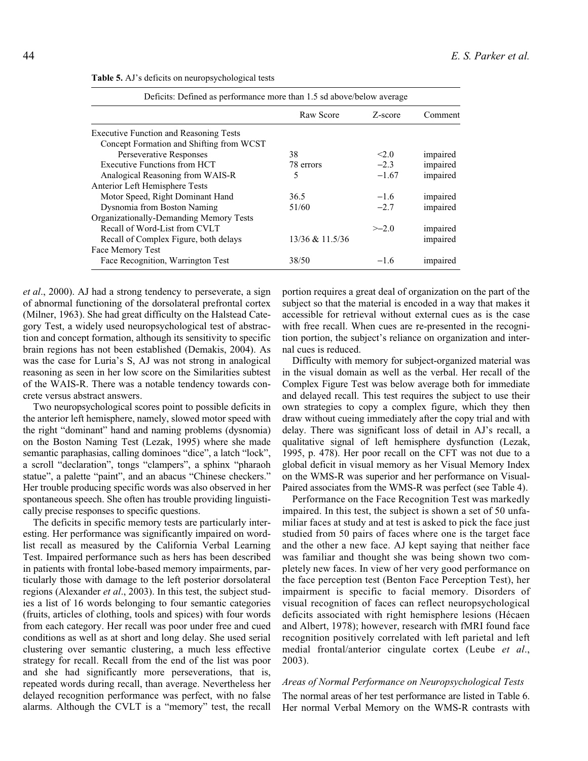**Table 5.** AJ's deficits on neuropsychological tests

| Deficits: Defined as performance more than 1.5 sd above/below average | | | |
|---|---|---|---|
| | Raw Score | Z-score | Comment |
| Executive Function and Reasoning Tests | | | |
| Concept Formation and Shifting from WCST | | | |
| Perseverative Responses | 38 | <2.0 | impaired |
| Executive Functions from HCT | 78 errors | −2.3 | impaired |
| Analogical Reasoning from WAIS-R | 5 | −1.67 | impaired |
| Anterior Left Hemisphere Tests | | | |
| Motor Speed, Right Dominant Hand | 36.5 | −1.6 | impaired |
| Dysnomia from Boston Naming | 51/60 | −2.7 | impaired |
| Organizationally-Demanding Memory Tests | | | |
| Recall of Word-List from CVLT | | >−2.0 | impaired |
| Recall of Complex Figure, both delays | 13/36 & 11.5/36 | | impaired |
| Face Memory Test | | | |
| Face Recognition, Warrington Test | 38/50 | −1.6 | impaired |

*et al*., 2000). AJ had a strong tendency to perseverate, a sign of abnormal functioning of the dorsolateral prefrontal cortex (Milner, 1963). She had great difficulty on the Halstead Category Test, a widely used neuropsychological test of abstraction and concept formation, although its sensitivity to specific brain regions has not been established (Demakis, 2004). As was the case for Luria's S, AJ was not strong in analogical reasoning as seen in her low score on the Similarities subtest of the WAIS-R. There was a notable tendency towards concrete versus abstract answers.

Two neuropsychological scores point to possible deficits in the anterior left hemisphere, namely, slowed motor speed with the right "dominant" hand and naming problems (dysnomia) on the Boston Naming Test (Lezak, 1995) where she made semantic paraphasias, calling dominoes "dice", a latch "lock", a scroll "declaration", tongs "clampers", a sphinx "pharaoh statue", a palette "paint", and an abacus "Chinese checkers." Her trouble producing specific words was also observed in her spontaneous speech. She often has trouble providing linguistically precise responses to specific questions.

The deficits in specific memory tests are particularly interesting. Her performance was significantly impaired on word-list recall as measured by the California Verbal Learning Test. Impaired performance such as hers has been described in patients with frontal lobe-based memory impairments, particularly those with damage to the left posterior dorsolateral regions (Alexander *et al*., 2003). In this test, the subject studies a list of 16 words belonging to four semantic categories (fruits, articles of clothing, tools and spices) with four words from each category. Her recall was poor under free and cued conditions as well as at short and long delay. She used serial clustering over semantic clustering, a much less effective strategy for recall. Recall from the end of the list was poor and she had significantly more perseverations, that is, repeated words during recall, than average. Nevertheless her delayed recognition performance was perfect, with no false alarms. Although the CVLT is a "memory" test, the recall portion requires a great deal of organization on the part of the subject so that the material is encoded in a way that makes it accessible for retrieval without external cues as is the case with free recall. When cues are re-presented in the recognition portion, the subject's reliance on organization and internal cues is reduced.

Difficulty with memory for subject-organized material was in the visual domain as well as the verbal. Her recall of the Complex Figure Test was below average both for immediate and delayed recall. This test requires the subject to use their own strategies to copy a complex figure, which they then draw without cueing immediately after the copy trial and with delay. There was significant loss of detail in AJ's recall, a qualitative signal of left hemisphere dysfunction (Lezak, 1995, p. 478). Her poor recall on the CFT was not due to a global deficit in visual memory as her Visual Memory Index on the WMS-R was superior and her performance on Visual-Paired associates from the WMS-R was perfect (see Table 4).

Performance on the Face Recognition Test was markedly impaired. In this test, the subject is shown a set of 50 unfamiliar faces at study and at test is asked to pick the face just studied from 50 pairs of faces where one is the target face and the other a new face. AJ kept saying that neither face was familiar and thought she was being shown two completely new faces. In view of her very good performance on the face perception test (Benton Face Perception Test), her impairment is specific to facial memory. Disorders of visual recognition of faces can reflect neuropsychological deficits associated with right hemisphere lesions (Hécaen and Albert, 1978); however, research with fMRI found face recognition positively correlated with left parietal and left medial frontal/anterior cingulate cortex (Leube *et al*., 2003).

### *Areas of Normal Performance on Neuropsychological Tests*

The normal areas of her test performance are listed in Table 6. Her normal Verbal Memory on the WMS-R contrasts with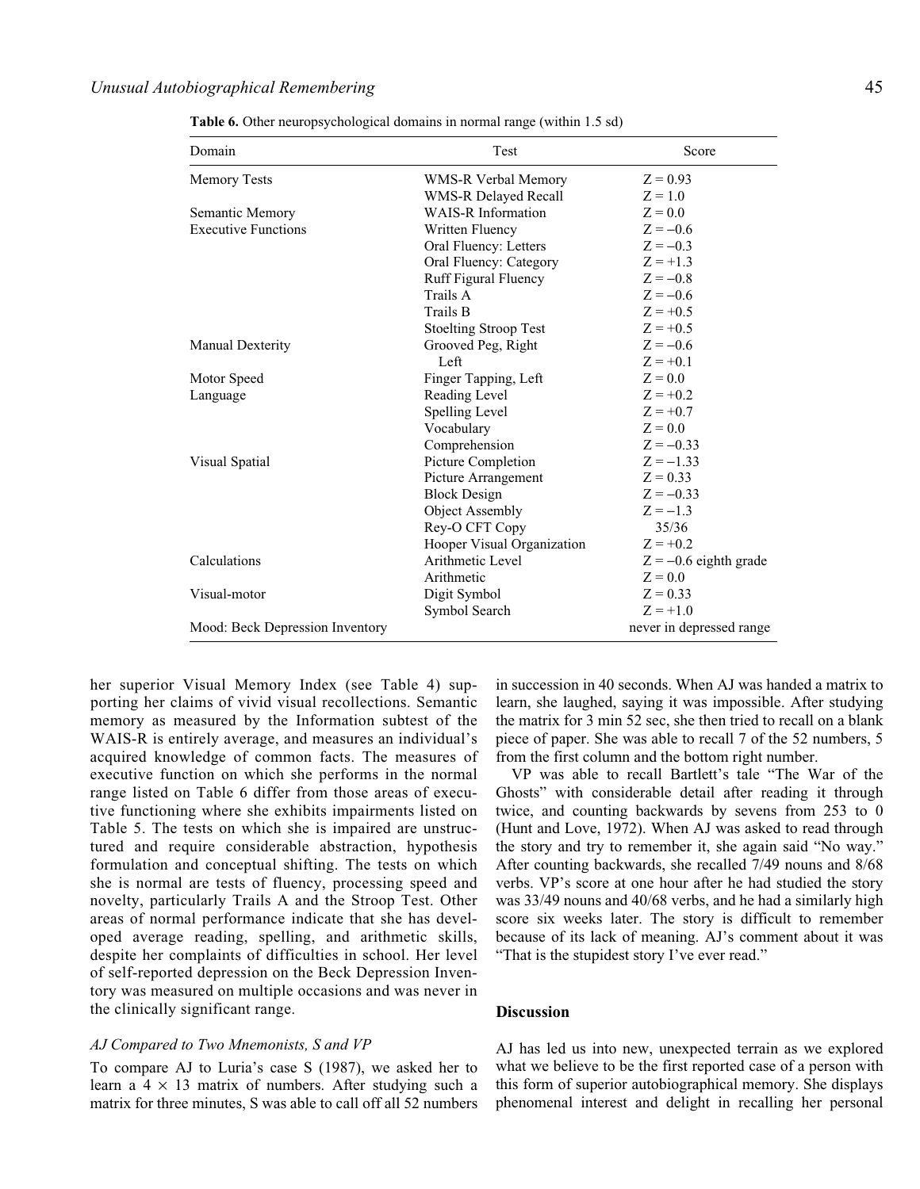**Table 6.** Other neuropsychological domains in normal range (within 1.5 sd)

| Domain | Test | Score |
|---|---|---|
| Memory Tests | WMS-R Verbal Memory | Z = 0.93 |
| | WMS-R Delayed Recall | Z = 1.0 |
| Semantic Memory | WAIS-R Information | Z = 0.0 |
| Executive Functions | Written Fluency | Z = −0.6 |
| | Oral Fluency: Letters | Z = −0.3 |
| | Oral Fluency: Category | Z = +1.3 |
| | Ruff Figural Fluency | Z = −0.8 |
| | Trails A | Z = −0.6 |
| | Trails B | Z = +0.5 |
| | Stoelting Stroop Test | Z = +0.5 |
| Manual Dexterity | Grooved Peg, Right | Z = −0.6 |
| | Left | Z = +0.1 |
| Motor Speed | Finger Tapping, Left | Z = 0.0 |
| Language | Reading Level | Z = +0.2 |
| | Spelling Level | Z = +0.7 |
| | Vocabulary | Z = 0.0 |
| | Comprehension | Z = −0.33 |
| Visual Spatial | Picture Completion | Z = −1.33 |
| | Picture Arrangement | Z = 0.33 |
| | Block Design | Z = −0.33 |
| | Object Assembly | Z = −1.3 |
| | Rey-O CFT Copy | 35/36 |
| | Hooper Visual Organization | Z = +0.2 |
| Calculations | Arithmetic Level | Z = −0.6 eighth grade |
| | Arithmetic | Z = 0.0 |
| Visual-motor | Digit Symbol | Z = 0.33 |
| | Symbol Search | Z = +1.0 |
| Mood: Beck Depression Inventory | | never in depressed range |

her superior Visual Memory Index (see Table 4) supporting her claims of vivid visual recollections. Semantic memory as measured by the Information subtest of the WAIS-R is entirely average, and measures an individual's acquired knowledge of common facts. The measures of executive function on which she performs in the normal range listed on Table 6 differ from those areas of executive functioning where she exhibits impairments listed on Table 5. The tests on which she is impaired are unstructured and require considerable abstraction, hypothesis formulation and conceptual shifting. The tests on which she is normal are tests of fluency, processing speed and novelty, particularly Trails A and the Stroop Test. Other areas of normal performance indicate that she has developed average reading, spelling, and arithmetic skills, despite her complaints of difficulties in school. Her level of self-reported depression on the Beck Depression Inventory was measured on multiple occasions and was never in the clinically significant range.

### *AJ Compared to Two Mnemonists, S and VP*

To compare AJ to Luria's case S (1987), we asked her to learn a 4 × 13 matrix of numbers. After studying such a matrix for three minutes, S was able to call off all 52 numbers in succession in 40 seconds. When AJ was handed a matrix to learn, she laughed, saying it was impossible. After studying the matrix for 3 min 52 sec, she then tried to recall on a blank piece of paper. She was able to recall 7 of the 52 numbers, 5 from the first column and the bottom right number.

VP was able to recall Bartlett's tale "The War of the Ghosts" with considerable detail after reading it through twice, and counting backwards by sevens from 253 to 0 (Hunt and Love, 1972). When AJ was asked to read through the story and try to remember it, she again said "No way." After counting backwards, she recalled 7/49 nouns and 8/68 verbs. VP's score at one hour after he had studied the story was 33/49 nouns and 40/68 verbs, and he had a similarly high score six weeks later. The story is difficult to remember because of its lack of meaning. AJ's comment about it was "That is the stupidest story I've ever read."

## Discussion

AJ has led us into new, unexpected terrain as we explored what we believe to be the first reported case of a person with this form of superior autobiographical memory. She displays phenomenal interest and delight in recalling her personal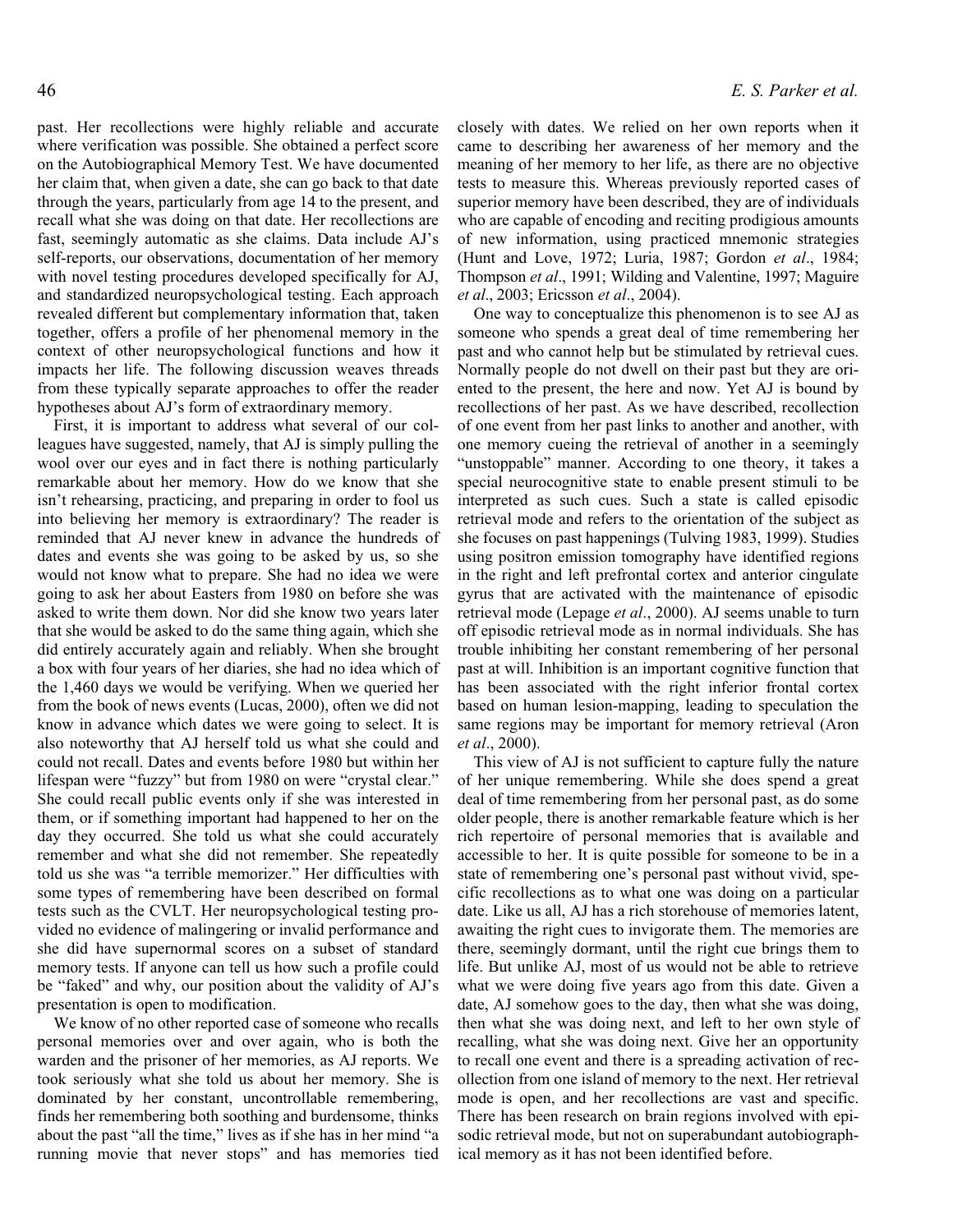past. Her recollections were highly reliable and accurate where verification was possible. She obtained a perfect score on the Autobiographical Memory Test. We have documented her claim that, when given a date, she can go back to that date through the years, particularly from age 14 to the present, and recall what she was doing on that date. Her recollections are fast, seemingly automatic as she claims. Data include AJ's self-reports, our observations, documentation of her memory with novel testing procedures developed specifically for AJ, and standardized neuropsychological testing. Each approach revealed different but complementary information that, taken together, offers a profile of her phenomenal memory in the context of other neuropsychological functions and how it impacts her life. The following discussion weaves threads from these typically separate approaches to offer the reader hypotheses about AJ's form of extraordinary memory.

First, it is important to address what several of our colleagues have suggested, namely, that AJ is simply pulling the wool over our eyes and in fact there is nothing particularly remarkable about her memory. How do we know that she isn't rehearsing, practicing, and preparing in order to fool us into believing her memory is extraordinary? The reader is reminded that AJ never knew in advance the hundreds of dates and events she was going to be asked by us, so she would not know what to prepare. She had no idea we were going to ask her about Easters from 1980 on before she was asked to write them down. Nor did she know two years later that she would be asked to do the same thing again, which she did entirely accurately again and reliably. When she brought a box with four years of her diaries, she had no idea which of the 1,460 days we would be verifying. When we queried her from the book of news events (Lucas, 2000), often we did not know in advance which dates we were going to select. It is also noteworthy that AJ herself told us what she could and could not recall. Dates and events before 1980 but within her lifespan were "fuzzy" but from 1980 on were "crystal clear." She could recall public events only if she was interested in them, or if something important had happened to her on the day they occurred. She told us what she could accurately remember and what she did not remember. She repeatedly told us she was "a terrible memorizer." Her difficulties with some types of remembering have been described on formal tests such as the CVLT. Her neuropsychological testing provided no evidence of malingering or invalid performance and she did have supernormal scores on a subset of standard memory tests. If anyone can tell us how such a profile could be "faked" and why, our position about the validity of AJ's presentation is open to modification.

We know of no other reported case of someone who recalls personal memories over and over again, who is both the warden and the prisoner of her memories, as AJ reports. We took seriously what she told us about her memory. She is dominated by her constant, uncontrollable remembering, finds her remembering both soothing and burdensome, thinks about the past "all the time," lives as if she has in her mind "a running movie that never stops" and has memories tied closely with dates. We relied on her own reports when it came to describing her awareness of her memory and the meaning of her memory to her life, as there are no objective tests to measure this. Whereas previously reported cases of superior memory have been described, they are of individuals who are capable of encoding and reciting prodigious amounts of new information, using practiced mnemonic strategies (Hunt and Love, 1972; Luria, 1987; Gordon *et al*., 1984; Thompson *et al*., 1991; Wilding and Valentine, 1997; Maguire *et al*., 2003; Ericsson *et al*., 2004).

One way to conceptualize this phenomenon is to see AJ as someone who spends a great deal of time remembering her past and who cannot help but be stimulated by retrieval cues. Normally people do not dwell on their past but they are oriented to the present, the here and now. Yet AJ is bound by recollections of her past. As we have described, recollection of one event from her past links to another and another, with one memory cueing the retrieval of another in a seemingly "unstoppable" manner. According to one theory, it takes a special neurocognitive state to enable present stimuli to be interpreted as such cues. Such a state is called episodic retrieval mode and refers to the orientation of the subject as she focuses on past happenings (Tulving 1983, 1999). Studies using positron emission tomography have identified regions in the right and left prefrontal cortex and anterior cingulate gyrus that are activated with the maintenance of episodic retrieval mode (Lepage *et al*., 2000). AJ seems unable to turn off episodic retrieval mode as in normal individuals. She has trouble inhibiting her constant remembering of her personal past at will. Inhibition is an important cognitive function that has been associated with the right inferior frontal cortex based on human lesion-mapping, leading to speculation the same regions may be important for memory retrieval (Aron *et al*., 2000).

This view of AJ is not sufficient to capture fully the nature of her unique remembering. While she does spend a great deal of time remembering from her personal past, as do some older people, there is another remarkable feature which is her rich repertoire of personal memories that is available and accessible to her. It is quite possible for someone to be in a state of remembering one's personal past without vivid, specific recollections as to what one was doing on a particular date. Like us all, AJ has a rich storehouse of memories latent, awaiting the right cues to invigorate them. The memories are there, seemingly dormant, until the right cue brings them to life. But unlike AJ, most of us would not be able to retrieve what we were doing five years ago from this date. Given a date, AJ somehow goes to the day, then what she was doing, then what she was doing next, and left to her own style of recalling, what she was doing next. Give her an opportunity to recall one event and there is a spreading activation of recollection from one island of memory to the next. Her retrieval mode is open, and her recollections are vast and specific. There has been research on brain regions involved with episodic retrieval mode, but not on superabundant autobiographical memory as it has not been identified before.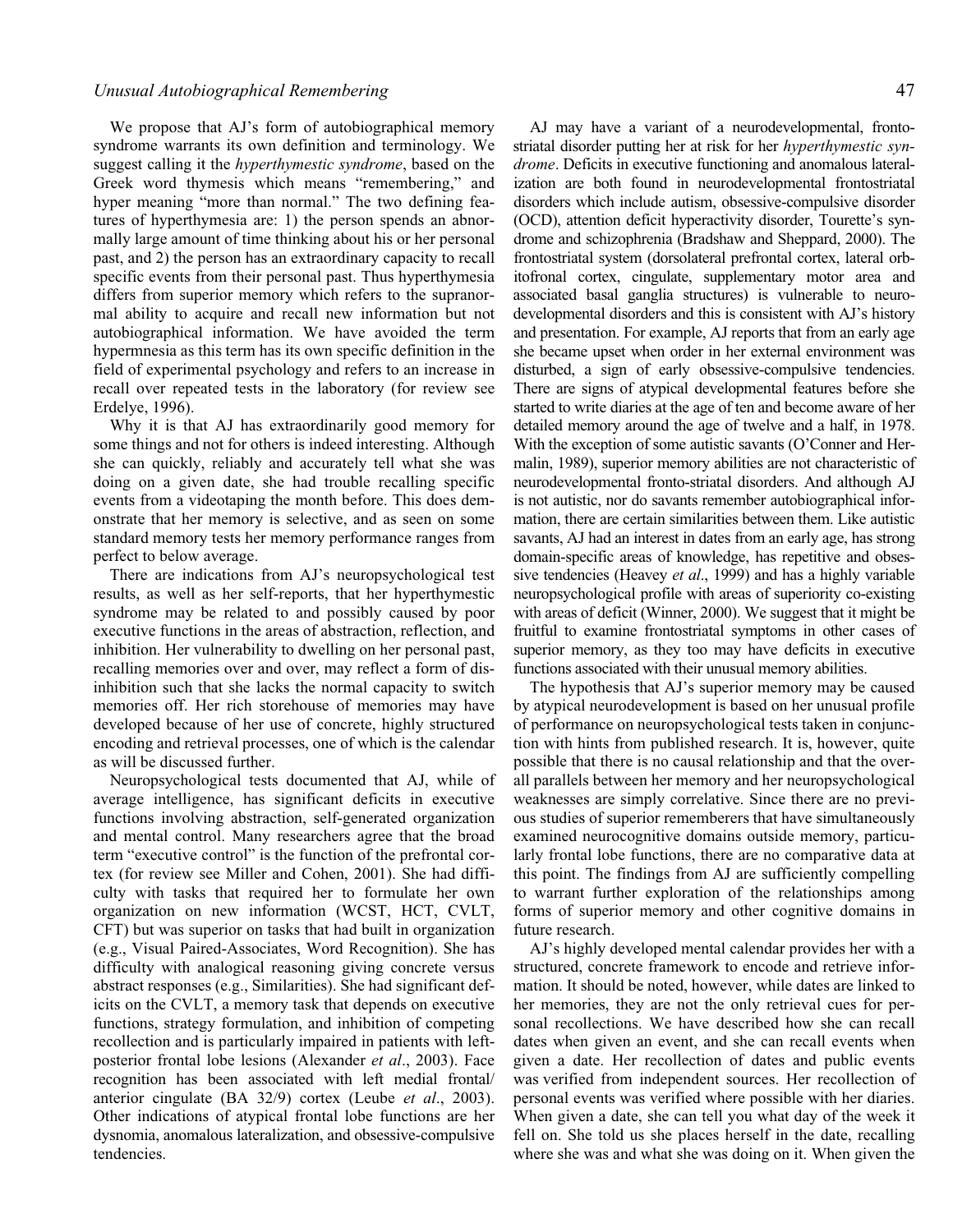We propose that AJ's form of autobiographical memory syndrome warrants its own definition and terminology. We suggest calling it the *hyperthymestic syndrome*, based on the Greek word thymesis which means "remembering," and hyper meaning "more than normal." The two defining features of hyperthymesia are: 1) the person spends an abnormally large amount of time thinking about his or her personal past, and 2) the person has an extraordinary capacity to recall specific events from their personal past. Thus hyperthymesia differs from superior memory which refers to the supranormal ability to acquire and recall new information but not autobiographical information. We have avoided the term hypermnesia as this term has its own specific definition in the field of experimental psychology and refers to an increase in recall over repeated tests in the laboratory (for review see Erdelye, 1996).

Why it is that AJ has extraordinarily good memory for some things and not for others is indeed interesting. Although she can quickly, reliably and accurately tell what she was doing on a given date, she had trouble recalling specific events from a videotaping the month before. This does demonstrate that her memory is selective, and as seen on some standard memory tests her memory performance ranges from perfect to below average.

There are indications from AJ's neuropsychological test results, as well as her self-reports, that her hyperthymestic syndrome may be related to and possibly caused by poor executive functions in the areas of abstraction, reflection, and inhibition. Her vulnerability to dwelling on her personal past, recalling memories over and over, may reflect a form of disinhibition such that she lacks the normal capacity to switch memories off. Her rich storehouse of memories may have developed because of her use of concrete, highly structured encoding and retrieval processes, one of which is the calendar as will be discussed further.

Neuropsychological tests documented that AJ, while of average intelligence, has significant deficits in executive functions involving abstraction, self-generated organization and mental control. Many researchers agree that the broad term "executive control" is the function of the prefrontal cortex (for review see Miller and Cohen, 2001). She had difficulty with tasks that required her to formulate her own organization on new information (WCST, HCT, CVLT, CFT) but was superior on tasks that had built in organization (e.g., Visual Paired-Associates, Word Recognition). She has difficulty with analogical reasoning giving concrete versus abstract responses (e.g., Similarities). She had significant deficits on the CVLT, a memory task that depends on executive functions, strategy formulation, and inhibition of competing recollection and is particularly impaired in patients with left-posterior frontal lobe lesions (Alexander *et al*., 2003). Face recognition has been associated with left medial frontal/anterior cingulate (BA 32/9) cortex (Leube *et al*., 2003). Other indications of atypical frontal lobe functions are her dysnomia, anomalous lateralization, and obsessive-compulsive tendencies.

AJ may have a variant of a neurodevelopmental, frontostriatal disorder putting her at risk for her *hyperthymestic syndrome*. Deficits in executive functioning and anomalous lateralization are both found in neurodevelopmental frontostriatal disorders which include autism, obsessive-compulsive disorder (OCD), attention deficit hyperactivity disorder, Tourette's syndrome and schizophrenia (Bradshaw and Sheppard, 2000). The frontostriatal system (dorsolateral prefrontal cortex, lateral orbitofronal cortex, cingulate, supplementary motor area and associated basal ganglia structures) is vulnerable to neurodevelopmental disorders and this is consistent with AJ's history and presentation. For example, AJ reports that from an early age she became upset when order in her external environment was disturbed, a sign of early obsessive-compulsive tendencies. There are signs of atypical developmental features before she started to write diaries at the age of ten and become aware of her detailed memory around the age of twelve and a half, in 1978. With the exception of some autistic savants (O'Conner and Hermalin, 1989), superior memory abilities are not characteristic of neurodevelopmental fronto-striatal disorders. And although AJ is not autistic, nor do savants remember autobiographical information, there are certain similarities between them. Like autistic savants, AJ had an interest in dates from an early age, has strong domain-specific areas of knowledge, has repetitive and obsessive tendencies (Heavey *et al*., 1999) and has a highly variable neuropsychological profile with areas of superiority co-existing with areas of deficit (Winner, 2000). We suggest that it might be fruitful to examine frontostriatal symptoms in other cases of superior memory, as they too may have deficits in executive functions associated with their unusual memory abilities.

The hypothesis that AJ's superior memory may be caused by atypical neurodevelopment is based on her unusual profile of performance on neuropsychological tests taken in conjunction with hints from published research. It is, however, quite possible that there is no causal relationship and that the overall parallels between her memory and her neuropsychological weaknesses are simply correlative. Since there are no previous studies of superior rememberers that have simultaneously examined neurocognitive domains outside memory, particularly frontal lobe functions, there are no comparative data at this point. The findings from AJ are sufficiently compelling to warrant further exploration of the relationships among forms of superior memory and other cognitive domains in future research.

AJ's highly developed mental calendar provides her with a structured, concrete framework to encode and retrieve information. It should be noted, however, while dates are linked to her memories, they are not the only retrieval cues for personal recollections. We have described how she can recall dates when given an event, and she can recall events when given a date. Her recollection of dates and public events was verified from independent sources. Her recollection of personal events was verified where possible with her diaries. When given a date, she can tell you what day of the week it fell on. She told us she places herself in the date, recalling where she was and what she was doing on it. When given the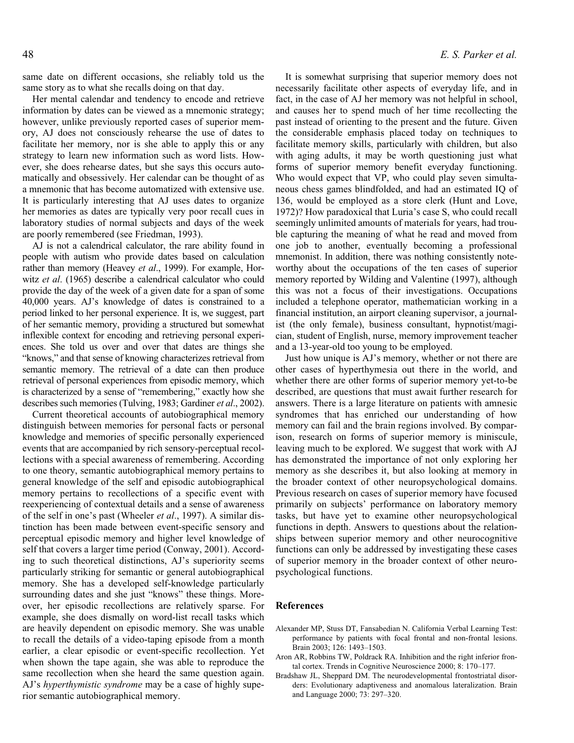same date on different occasions, she reliably told us the same story as to what she recalls doing on that day.

Her mental calendar and tendency to encode and retrieve information by dates can be viewed as a mnemonic strategy; however, unlike previously reported cases of superior memory, AJ does not consciously rehearse the use of dates to facilitate her memory, nor is she able to apply this or any strategy to learn new information such as word lists. However, she does rehearse dates, but she says this occurs automatically and obsessively. Her calendar can be thought of as a mnemonic that has become automatized with extensive use. It is particularly interesting that AJ uses dates to organize her memories as dates are typically very poor recall cues in laboratory studies of normal subjects and days of the week are poorly remembered (see Friedman, 1993).

AJ is not a calendrical calculator, the rare ability found in people with autism who provide dates based on calculation rather than memory (Heavey *et al*., 1999). For example, Horwitz *et al*. (1965) describe a calendrical calculator who could provide the day of the week of a given date for a span of some 40,000 years. AJ's knowledge of dates is constrained to a period linked to her personal experience. It is, we suggest, part of her semantic memory, providing a structured but somewhat inflexible context for encoding and retrieving personal experiences. She told us over and over that dates are things she "knows," and that sense of knowing characterizes retrieval from semantic memory. The retrieval of a date can then produce retrieval of personal experiences from episodic memory, which is characterized by a sense of "remembering," exactly how she describes such memories (Tulving, 1983; Gardiner *et al*., 2002).

Current theoretical accounts of autobiographical memory distinguish between memories for personal facts or personal knowledge and memories of specific personally experienced events that are accompanied by rich sensory-perceptual recollections with a special awareness of remembering. According to one theory, semantic autobiographical memory pertains to general knowledge of the self and episodic autobiographical memory pertains to recollections of a specific event with reexperiencing of contextual details and a sense of awareness of the self in one's past (Wheeler *et al*., 1997). A similar distinction has been made between event-specific sensory and perceptual episodic memory and higher level knowledge of self that covers a larger time period (Conway, 2001). According to such theoretical distinctions, AJ's superiority seems particularly striking for semantic or general autobiographical memory. She has a developed self-knowledge particularly surrounding dates and she just "knows" these things. Moreover, her episodic recollections are relatively sparse. For example, she does dismally on word-list recall tasks which are heavily dependent on episodic memory. She was unable to recall the details of a video-taping episode from a month earlier, a clear episodic or event-specific recollection. Yet when shown the tape again, she was able to reproduce the same recollection when she heard the same question again. AJ's *hyperthymistic syndrome* may be a case of highly superior semantic autobiographical memory.

It is somewhat surprising that superior memory does not necessarily facilitate other aspects of everyday life, and in fact, in the case of AJ her memory was not helpful in school, and causes her to spend much of her time recollecting the past instead of orienting to the present and the future. Given the considerable emphasis placed today on techniques to facilitate memory skills, particularly with children, but also with aging adults, it may be worth questioning just what forms of superior memory benefit everyday functioning. Who would expect that VP, who could play seven simultaneous chess games blindfolded, and had an estimated IQ of 136, would be employed as a store clerk (Hunt and Love, 1972)? How paradoxical that Luria's case S, who could recall seemingly unlimited amounts of materials for years, had trouble capturing the meaning of what he read and moved from one job to another, eventually becoming a professional mnemonist. In addition, there was nothing consistently noteworthy about the occupations of the ten cases of superior memory reported by Wilding and Valentine (1997), although this was not a focus of their investigations. Occupations included a telephone operator, mathematician working in a financial institution, an airport cleaning supervisor, a journalist (the only female), business consultant, hypnotist/magician, student of English, nurse, memory improvement teacher and a 13-year-old too young to be employed.

Just how unique is AJ's memory, whether or not there are other cases of hyperthymesia out there in the world, and whether there are other forms of superior memory yet-to-be described, are questions that must await further research for answers. There is a large literature on patients with amnesic syndromes that has enriched our understanding of how memory can fail and the brain regions involved. By comparison, research on forms of superior memory is miniscule, leaving much to be explored. We suggest that work with AJ has demonstrated the importance of not only exploring her memory as she describes it, but also looking at memory in the broader context of other neuropsychological domains. Previous research on cases of superior memory have focused primarily on subjects' performance on laboratory memory tasks, but have yet to examine other neuropsychological functions in depth. Answers to questions about the relationships between superior memory and other neurocognitive functions can only be addressed by investigating these cases of superior memory in the broader context of other neuropsychological functions.

## References

Alexander MP, Stuss DT, Fansabedian N. California Verbal Learning Test: performance by patients with focal frontal and non-frontal lesions. Brain 2003; 126: 1493–1503.

Aron AR, Robbins TW, Poldrack RA. Inhibition and the right inferior frontal cortex. Trends in Cognitive Neuroscience 2000; 8: 170–177.

Bradshaw JL, Sheppard DM. The neurodevelopmental frontostriatal disorders: Evolutionary adaptiveness and anomalous lateralization. Brain and Language 2000; 73: 297–320.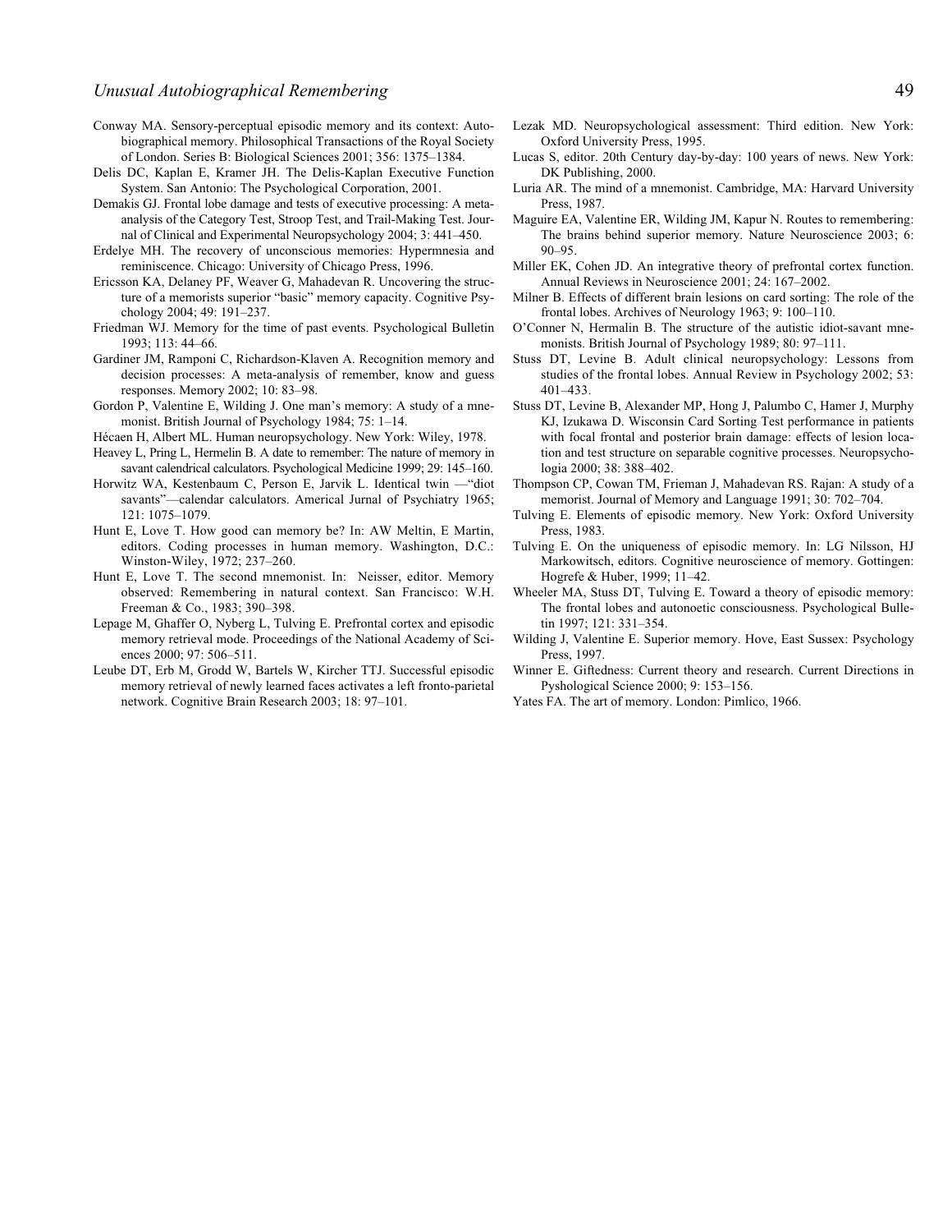Conway MA. Sensory-perceptual episodic memory and its context: Autobiographical memory. Philosophical Transactions of the Royal Society of London. Series B: Biological Sciences 2001; 356: 1375–1384.

Delis DC, Kaplan E, Kramer JH. The Delis-Kaplan Executive Function System. San Antonio: The Psychological Corporation, 2001.

Demakis GJ. Frontal lobe damage and tests of executive processing: A meta-analysis of the Category Test, Stroop Test, and Trail-Making Test. Journal of Clinical and Experimental Neuropsychology 2004; 3: 441–450.

Erdelye MH. The recovery of unconscious memories: Hypermnesia and reminiscence. Chicago: University of Chicago Press, 1996.

Ericsson KA, Delaney PF, Weaver G, Mahadevan R. Uncovering the structure of a memorists superior "basic" memory capacity. Cognitive Psychology 2004; 49: 191–237.

Friedman WJ. Memory for the time of past events. Psychological Bulletin 1993; 113: 44–66.

Gardiner JM, Ramponi C, Richardson-Klaven A. Recognition memory and decision processes: A meta-analysis of remember, know and guess responses. Memory 2002; 10: 83–98.

Gordon P, Valentine E, Wilding J. One man's memory: A study of a mnemonist. British Journal of Psychology 1984; 75: 1–14.

Hécaen H, Albert ML. Human neuropsychology. New York: Wiley, 1978.

Heavey L, Pring L, Hermelin B. A date to remember: The nature of memory in savant calendrical calculators. Psychological Medicine 1999; 29: 145–160.

Horwitz WA, Kestenbaum C, Person E, Jarvik L. Identical twin —"diot savants"—calendar calculators. Americal Jurnal of Psychiatry 1965; 121: 1075–1079.

Hunt E, Love T. How good can memory be? In: AW Meltin, E Martin, editors. Coding processes in human memory. Washington, D.C.: Winston-Wiley, 1972; 237–260.

Hunt E, Love T. The second mnemonist. In: Neisser, editor. Memory observed: Remembering in natural context. San Francisco: W.H. Freeman & Co., 1983; 390–398.

Lepage M, Ghaffer O, Nyberg L, Tulving E. Prefrontal cortex and episodic memory retrieval mode. Proceedings of the National Academy of Sciences 2000; 97: 506–511.

Leube DT, Erb M, Grodd W, Bartels W, Kircher TTJ. Successful episodic memory retrieval of newly learned faces activates a left fronto-parietal network. Cognitive Brain Research 2003; 18: 97–101.

Lezak MD. Neuropsychological assessment: Third edition. New York: Oxford University Press, 1995.

Lucas S, editor. 20th Century day-by-day: 100 years of news. New York: DK Publishing, 2000.

Luria AR. The mind of a mnemonist. Cambridge, MA: Harvard University Press, 1987.

Maguire EA, Valentine ER, Wilding JM, Kapur N. Routes to remembering: The brains behind superior memory. Nature Neuroscience 2003; 6: 90–95.

Miller EK, Cohen JD. An integrative theory of prefrontal cortex function. Annual Reviews in Neuroscience 2001; 24: 167–2002.

Milner B. Effects of different brain lesions on card sorting: The role of the frontal lobes. Archives of Neurology 1963; 9: 100–110.

O'Conner N, Hermalin B. The structure of the autistic idiot-savant mnemonists. British Journal of Psychology 1989; 80: 97–111.

Stuss DT, Levine B. Adult clinical neuropsychology: Lessons from studies of the frontal lobes. Annual Review in Psychology 2002; 53: 401–433.

Stuss DT, Levine B, Alexander MP, Hong J, Palumbo C, Hamer J, Murphy KJ, Izukawa D. Wisconsin Card Sorting Test performance in patients with focal frontal and posterior brain damage: effects of lesion location and test structure on separable cognitive processes. Neuropsychologia 2000; 38: 388–402.

Thompson CP, Cowan TM, Frieman J, Mahadevan RS. Rajan: A study of a memorist. Journal of Memory and Language 1991; 30: 702–704.

Tulving E. Elements of episodic memory. New York: Oxford University Press, 1983.

Tulving E. On the uniqueness of episodic memory. In: LG Nilsson, HJ Markowitsch, editors. Cognitive neuroscience of memory. Gottingen: Hogrefe & Huber, 1999; 11–42.

Wheeler MA, Stuss DT, Tulving E. Toward a theory of episodic memory: The frontal lobes and autonoetic consciousness. Psychological Bulletin 1997; 121: 331–354.

Wilding J, Valentine E. Superior memory. Hove, East Sussex: Psychology Press, 1997.

Winner E. Giftedness: Current theory and research. Current Directions in Pyshological Science 2000; 9: 153–156.

Yates FA. The art of memory. London: Pimlico, 1966.